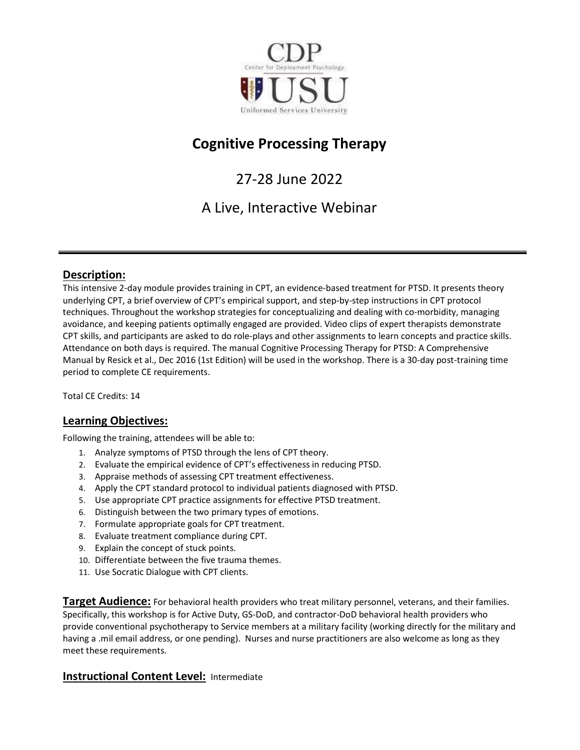CDP
Center for Deployment Psychology
USU
Uniformed Services University

# Cognitive Processing Therapy

## 27-28 June 2022

## A Live, Interactive Webinar

---

### Description:

This intensive 2-day module provides training in CPT, an evidence-based treatment for PTSD. It presents theory underlying CPT, a brief overview of CPT's empirical support, and step-by-step instructions in CPT protocol techniques. Throughout the workshop strategies for conceptualizing and dealing with co-morbidity, managing avoidance, and keeping patients optimally engaged are provided. Video clips of expert therapists demonstrate CPT skills, and participants are asked to do role-plays and other assignments to learn concepts and practice skills. Attendance on both days is required. The manual Cognitive Processing Therapy for PTSD: A Comprehensive Manual by Resick et al., Dec 2016 (1st Edition) will be used in the workshop. There is a 30-day post-training time period to complete CE requirements.

Total CE Credits: 14

### Learning Objectives:

Following the training, attendees will be able to:

1. Analyze symptoms of PTSD through the lens of CPT theory.
2. Evaluate the empirical evidence of CPT's effectiveness in reducing PTSD.
3. Appraise methods of assessing CPT treatment effectiveness.
4. Apply the CPT standard protocol to individual patients diagnosed with PTSD.
5. Use appropriate CPT practice assignments for effective PTSD treatment.
6. Distinguish between the two primary types of emotions.
7. Formulate appropriate goals for CPT treatment.
8. Evaluate treatment compliance during CPT.
9. Explain the concept of stuck points.
10. Differentiate between the five trauma themes.
11. Use Socratic Dialogue with CPT clients.

**Target Audience:** For behavioral health providers who treat military personnel, veterans, and their families. Specifically, this workshop is for Active Duty, GS-DoD, and contractor-DoD behavioral health providers who provide conventional psychotherapy to Service members at a military facility (working directly for the military and having a .mil email address, or one pending). Nurses and nurse practitioners are also welcome as long as they meet these requirements.

**Instructional Content Level:** Intermediate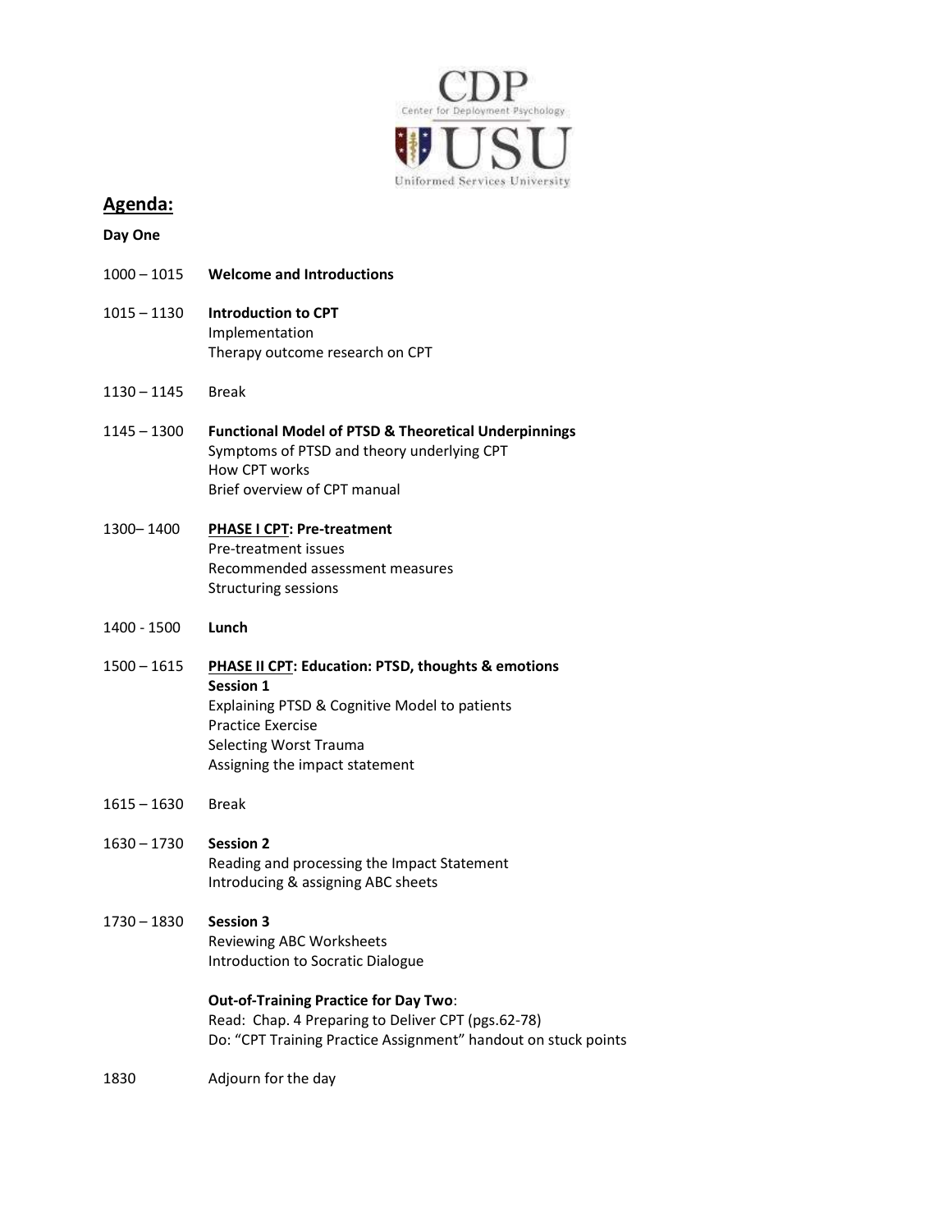## Agenda:

**Day One**

| | |
|---|---|
| 1000 – 1015 | **Welcome and Introductions** |
| 1015 – 1130 | **Introduction to CPT**<br>Implementation<br>Therapy outcome research on CPT |
| 1130 – 1145 | Break |
| 1145 – 1300 | **Functional Model of PTSD & Theoretical Underpinnings**<br>Symptoms of PTSD and theory underlying CPT<br>How CPT works<br>Brief overview of CPT manual |
| 1300– 1400 | **PHASE I CPT: Pre-treatment**<br>Pre-treatment issues<br>Recommended assessment measures<br>Structuring sessions |
| 1400 - 1500 | **Lunch** |
| 1500 – 1615 | **PHASE II CPT: Education: PTSD, thoughts & emotions**<br>**Session 1**<br>Explaining PTSD & Cognitive Model to patients<br>Practice Exercise<br>Selecting Worst Trauma<br>Assigning the impact statement |
| 1615 – 1630 | Break |
| 1630 – 1730 | **Session 2**<br>Reading and processing the Impact Statement<br>Introducing & assigning ABC sheets |
| 1730 – 1830 | **Session 3**<br>Reviewing ABC Worksheets<br>Introduction to Socratic Dialogue<br><br>**Out-of-Training Practice for Day Two**:<br>Read: Chap. 4 Preparing to Deliver CPT (pgs.62-78)<br>Do: "CPT Training Practice Assignment" handout on stuck points |
| 1830 | Adjourn for the day |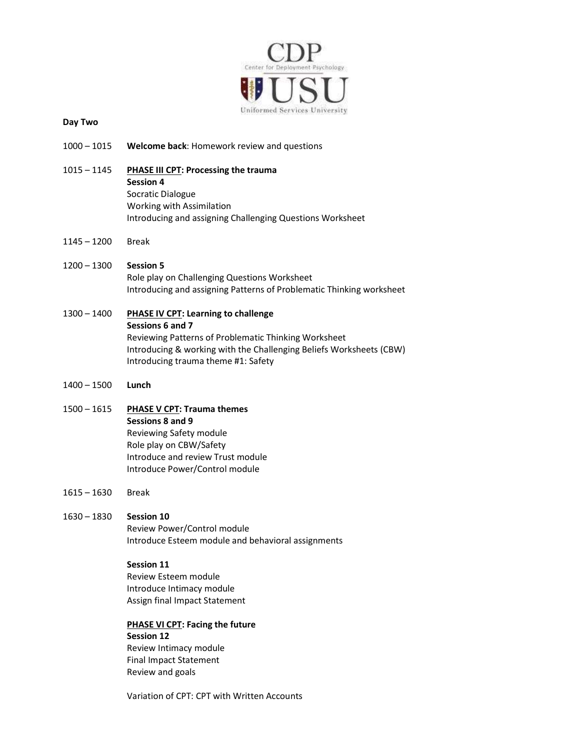**Day Two**

| | |
|---|---|
| 1000 – 1015 | **Welcome back**: Homework review and questions |
| 1015 – 1145 | **PHASE III CPT: Processing the trauma**<br>**Session 4**<br>Socratic Dialogue<br>Working with Assimilation<br>Introducing and assigning Challenging Questions Worksheet |
| 1145 – 1200 | Break |
| 1200 – 1300 | **Session 5**<br>Role play on Challenging Questions Worksheet<br>Introducing and assigning Patterns of Problematic Thinking worksheet |
| 1300 – 1400 | **PHASE IV CPT: Learning to challenge**<br>**Sessions 6 and 7**<br>Reviewing Patterns of Problematic Thinking Worksheet<br>Introducing & working with the Challenging Beliefs Worksheets (CBW)<br>Introducing trauma theme #1: Safety |
| 1400 – 1500 | **Lunch** |
| 1500 – 1615 | **PHASE V CPT: Trauma themes**<br>**Sessions 8 and 9**<br>Reviewing Safety module<br>Role play on CBW/Safety<br>Introduce and review Trust module<br>Introduce Power/Control module |
| 1615 – 1630 | Break |
| 1630 – 1830 | **Session 10**<br>Review Power/Control module<br>Introduce Esteem module and behavioral assignments<br><br>**Session 11**<br>Review Esteem module<br>Introduce Intimacy module<br>Assign final Impact Statement<br><br>**PHASE VI CPT: Facing the future**<br>**Session 12**<br>Review Intimacy module<br>Final Impact Statement<br>Review and goals<br><br>Variation of CPT: CPT with Written Accounts |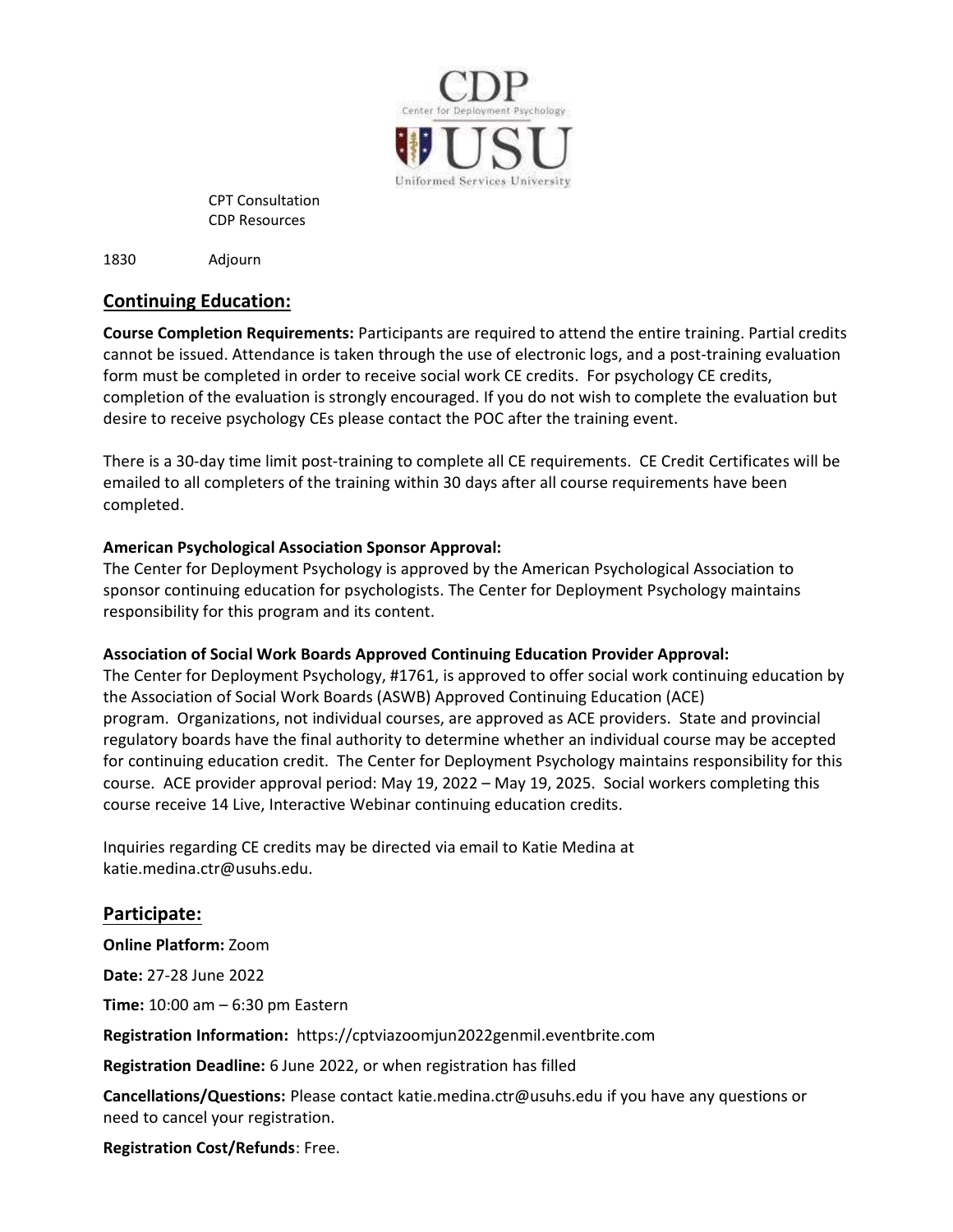CPT Consultation
CDP Resources

1830 Adjourn

## Continuing Education:

**Course Completion Requirements:** Participants are required to attend the entire training. Partial credits cannot be issued. Attendance is taken through the use of electronic logs, and a post-training evaluation form must be completed in order to receive social work CE credits. For psychology CE credits, completion of the evaluation is strongly encouraged. If you do not wish to complete the evaluation but desire to receive psychology CEs please contact the POC after the training event.

There is a 30-day time limit post-training to complete all CE requirements. CE Credit Certificates will be emailed to all completers of the training within 30 days after all course requirements have been completed.

**American Psychological Association Sponsor Approval:**
The Center for Deployment Psychology is approved by the American Psychological Association to sponsor continuing education for psychologists. The Center for Deployment Psychology maintains responsibility for this program and its content.

**Association of Social Work Boards Approved Continuing Education Provider Approval:**
The Center for Deployment Psychology, #1761, is approved to offer social work continuing education by the Association of Social Work Boards (ASWB) Approved Continuing Education (ACE) program. Organizations, not individual courses, are approved as ACE providers. State and provincial regulatory boards have the final authority to determine whether an individual course may be accepted for continuing education credit. The Center for Deployment Psychology maintains responsibility for this course. ACE provider approval period: May 19, 2022 – May 19, 2025. Social workers completing this course receive 14 Live, Interactive Webinar continuing education credits.

Inquiries regarding CE credits may be directed via email to Katie Medina at katie.medina.ctr@usuhs.edu.

## Participate:

**Online Platform:** Zoom

**Date:** 27-28 June 2022

**Time:** 10:00 am – 6:30 pm Eastern

**Registration Information:** https://cptviazoomjun2022genmil.eventbrite.com

**Registration Deadline:** 6 June 2022, or when registration has filled

**Cancellations/Questions:** Please contact katie.medina.ctr@usuhs.edu if you have any questions or need to cancel your registration.

**Registration Cost/Refunds**: Free.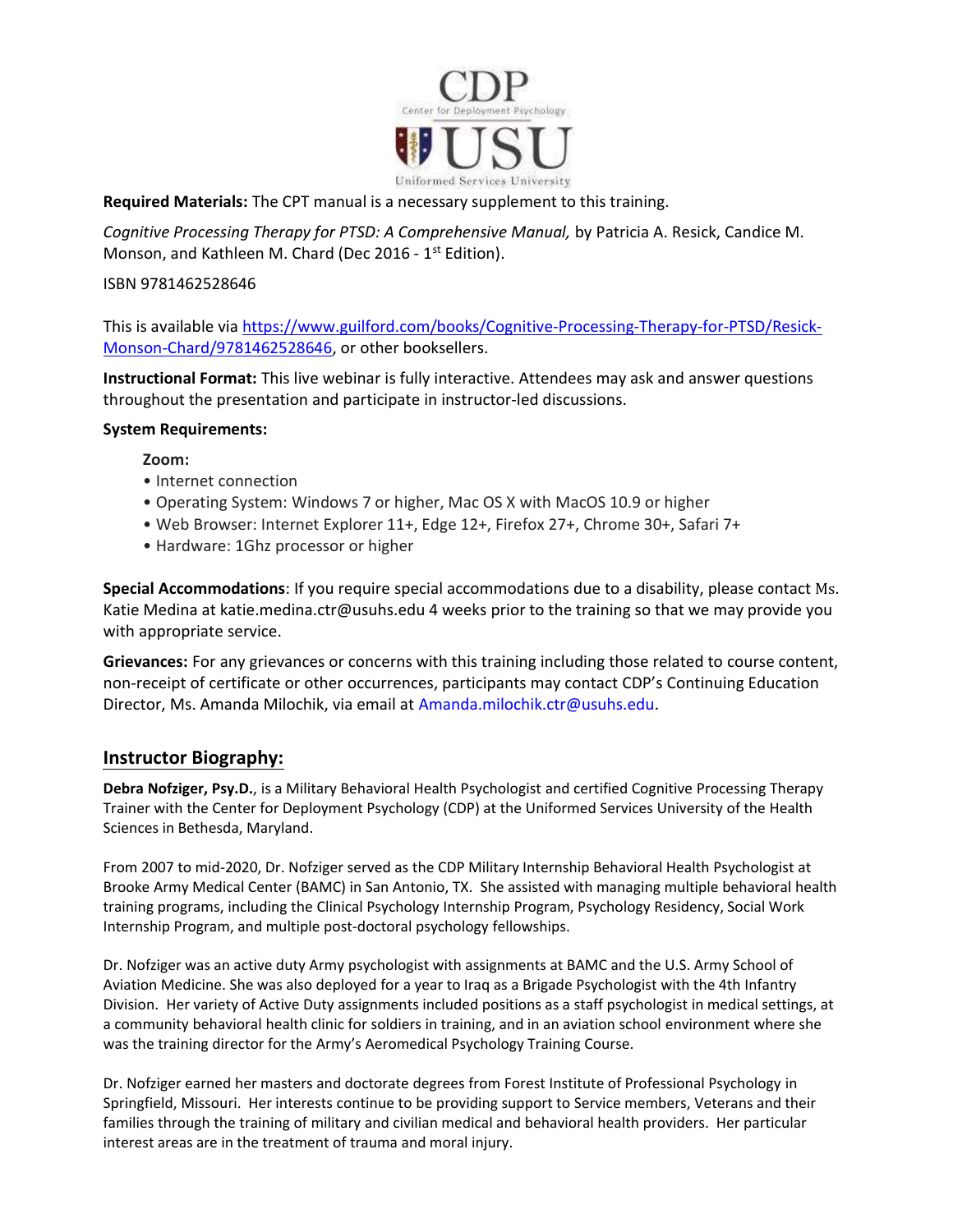**Required Materials:** The CPT manual is a necessary supplement to this training.

*Cognitive Processing Therapy for PTSD: A Comprehensive Manual,* by Patricia A. Resick, Candice M. Monson, and Kathleen M. Chard (Dec 2016 - 1st Edition).

ISBN 9781462528646

This is available via [https://www.guilford.com/books/Cognitive-Processing-Therapy-for-PTSD/Resick-Monson-Chard/9781462528646](https://www.guilford.com/books/Cognitive-Processing-Therapy-for-PTSD/Resick-Monson-Chard/9781462528646), or other booksellers.

**Instructional Format:** This live webinar is fully interactive. Attendees may ask and answer questions throughout the presentation and participate in instructor-led discussions.

**System Requirements:**

**Zoom:**

- Internet connection
- Operating System: Windows 7 or higher, Mac OS X with MacOS 10.9 or higher
- Web Browser: Internet Explorer 11+, Edge 12+, Firefox 27+, Chrome 30+, Safari 7+
- Hardware: 1Ghz processor or higher

**Special Accommodations**: If you require special accommodations due to a disability, please contact Ms. Katie Medina at katie.medina.ctr@usuhs.edu 4 weeks prior to the training so that we may provide you with appropriate service.

**Grievances:** For any grievances or concerns with this training including those related to course content, non-receipt of certificate or other occurrences, participants may contact CDP's Continuing Education Director, Ms. Amanda Milochik, via email at Amanda.milochik.ctr@usuhs.edu.

## Instructor Biography:

**Debra Nofziger, Psy.D.**, is a Military Behavioral Health Psychologist and certified Cognitive Processing Therapy Trainer with the Center for Deployment Psychology (CDP) at the Uniformed Services University of the Health Sciences in Bethesda, Maryland.

From 2007 to mid-2020, Dr. Nofziger served as the CDP Military Internship Behavioral Health Psychologist at Brooke Army Medical Center (BAMC) in San Antonio, TX. She assisted with managing multiple behavioral health training programs, including the Clinical Psychology Internship Program, Psychology Residency, Social Work Internship Program, and multiple post-doctoral psychology fellowships.

Dr. Nofziger was an active duty Army psychologist with assignments at BAMC and the U.S. Army School of Aviation Medicine. She was also deployed for a year to Iraq as a Brigade Psychologist with the 4th Infantry Division. Her variety of Active Duty assignments included positions as a staff psychologist in medical settings, at a community behavioral health clinic for soldiers in training, and in an aviation school environment where she was the training director for the Army's Aeromedical Psychology Training Course.

Dr. Nofziger earned her masters and doctorate degrees from Forest Institute of Professional Psychology in Springfield, Missouri. Her interests continue to be providing support to Service members, Veterans and their families through the training of military and civilian medical and behavioral health providers. Her particular interest areas are in the treatment of trauma and moral injury.